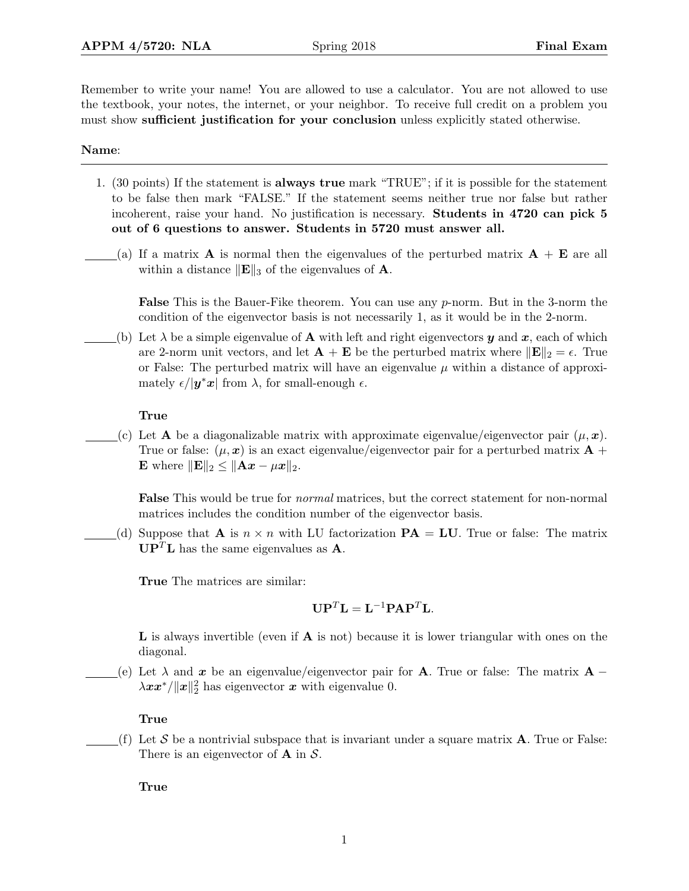**APPM 4/5720: NLA** Spring 2018 **Final Exam**

Remember to write your name! You are allowed to use a calculator. You are not allowed to use the textbook, your notes, the internet, or your neighbor. To receive full credit on a problem you must show **sufficient justification for your conclusion** unless explicitly stated otherwise.

**Name**:

---

1. (30 points) If the statement is **always true** mark "TRUE"; if it is possible for the statement to be false then mark "FALSE." If the statement seems neither true nor false but rather incoherent, raise your hand. No justification is necessary. **Students in 4720 can pick 5 out of 6 questions to answer. Students in 5720 must answer all.**

_____(a) If a matrix $\mathbf{A}$ is normal then the eigenvalues of the perturbed matrix $\mathbf{A} + \mathbf{E}$ are all within a distance $\|\mathbf{E}\|_3$ of the eigenvalues of $\mathbf{A}$.

**False** This is the Bauer-Fike theorem. You can use any $p$-norm. But in the 3-norm the condition of the eigenvector basis is not necessarily 1, as it would be in the 2-norm.

_____(b) Let $\lambda$ be a simple eigenvalue of $\mathbf{A}$ with left and right eigenvectors $\boldsymbol{y}$ and $\boldsymbol{x}$, each of which are 2-norm unit vectors, and let $\mathbf{A} + \mathbf{E}$ be the perturbed matrix where $\|\mathbf{E}\|_2 = \epsilon$. True or False: The perturbed matrix will have an eigenvalue $\mu$ within a distance of approximately $\epsilon/|\boldsymbol{y}^*\boldsymbol{x}|$ from $\lambda$, for small-enough $\epsilon$.

**True**

_____(c) Let $\mathbf{A}$ be a diagonalizable matrix with approximate eigenvalue/eigenvector pair $(\mu, \boldsymbol{x})$. True or false: $(\mu, \boldsymbol{x})$ is an exact eigenvalue/eigenvector pair for a perturbed matrix $\mathbf{A} + \mathbf{E}$ where $\|\mathbf{E}\|_2 \leq \|\mathbf{A}\boldsymbol{x} - \mu\boldsymbol{x}\|_2$.

**False** This would be true for *normal* matrices, but the correct statement for non-normal matrices includes the condition number of the eigenvector basis.

_____(d) Suppose that $\mathbf{A}$ is $n \times n$ with LU factorization $\mathbf{PA} = \mathbf{LU}$. True or false: The matrix $\mathbf{UP}^T\mathbf{L}$ has the same eigenvalues as $\mathbf{A}$.

**True** The matrices are similar:

$$\mathbf{UP}^T\mathbf{L} = \mathbf{L}^{-1}\mathbf{PAP}^T\mathbf{L}.$$

$\mathbf{L}$ is always invertible (even if $\mathbf{A}$ is not) because it is lower triangular with ones on the diagonal.

_____(e) Let $\lambda$ and $\boldsymbol{x}$ be an eigenvalue/eigenvector pair for $\mathbf{A}$. True or false: The matrix $\mathbf{A} - \lambda\boldsymbol{x}\boldsymbol{x}^*/\|\boldsymbol{x}\|_2^2$ has eigenvector $\boldsymbol{x}$ with eigenvalue 0.

**True**

_____(f) Let $\mathcal{S}$ be a nontrivial subspace that is invariant under a square matrix $\mathbf{A}$. True or False: There is an eigenvector of $\mathbf{A}$ in $\mathcal{S}$.

**True**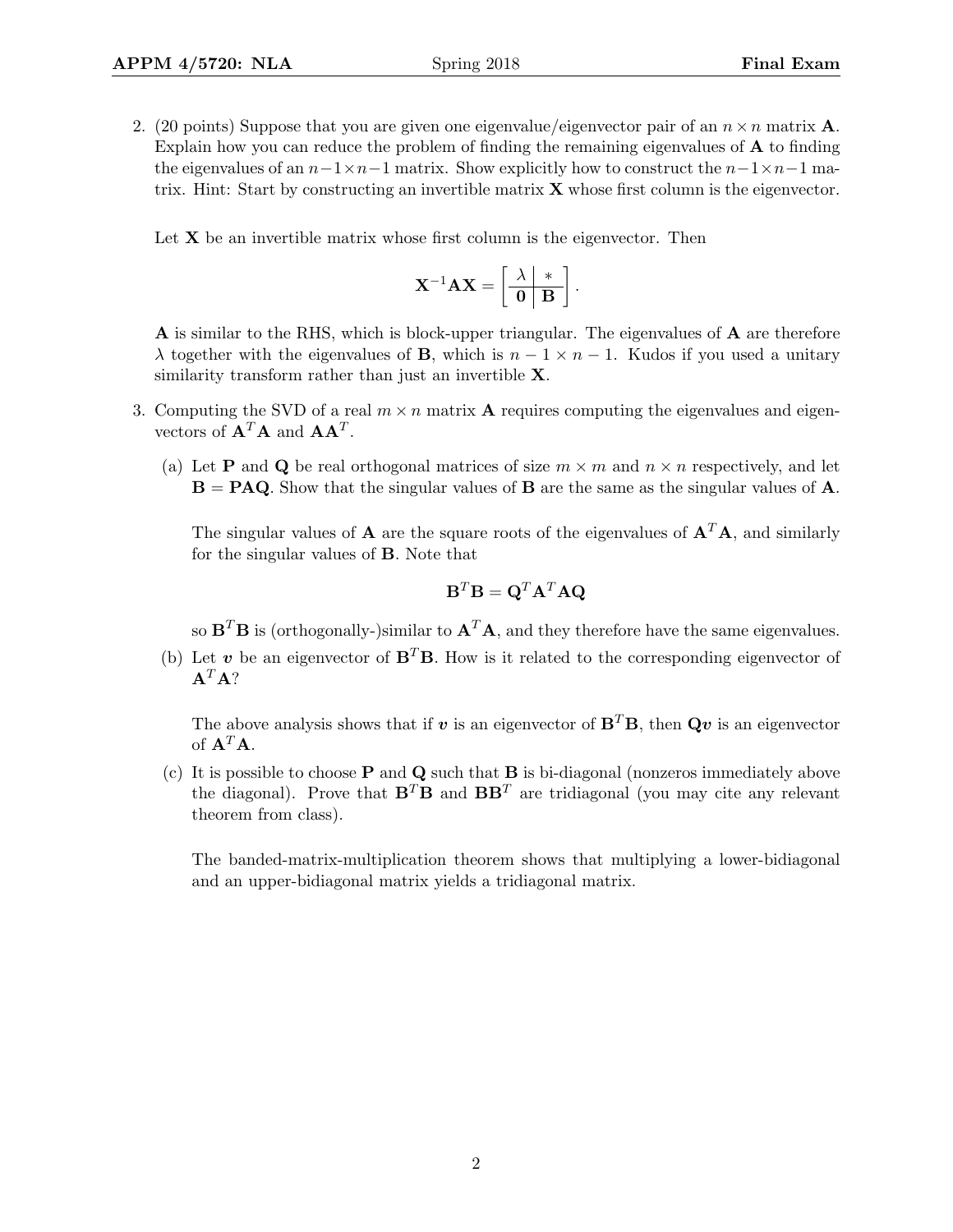2. (20 points) Suppose that you are given one eigenvalue/eigenvector pair of an $n \times n$ matrix $\mathbf{A}$. Explain how you can reduce the problem of finding the remaining eigenvalues of $\mathbf{A}$ to finding the eigenvalues of an $n-1 \times n-1$ matrix. Show explicitly how to construct the $n-1 \times n-1$ matrix. Hint: Start by constructing an invertible matrix $\mathbf{X}$ whose first column is the eigenvector.

   Let $\mathbf{X}$ be an invertible matrix whose first column is the eigenvector. Then

   $$\mathbf{X}^{-1}\mathbf{A}\mathbf{X} = \left[\begin{array}{c|c} \lambda & * \\ \hline \mathbf{0} & \mathbf{B} \end{array}\right].$$

   $\mathbf{A}$ is similar to the RHS, which is block-upper triangular. The eigenvalues of $\mathbf{A}$ are therefore $\lambda$ together with the eigenvalues of $\mathbf{B}$, which is $n-1 \times n-1$. Kudos if you used a unitary similarity transform rather than just an invertible $\mathbf{X}$.

3. Computing the SVD of a real $m \times n$ matrix $\mathbf{A}$ requires computing the eigenvalues and eigenvectors of $\mathbf{A}^T\mathbf{A}$ and $\mathbf{A}\mathbf{A}^T$.

   (a) Let $\mathbf{P}$ and $\mathbf{Q}$ be real orthogonal matrices of size $m \times m$ and $n \times n$ respectively, and let $\mathbf{B} = \mathbf{PAQ}$. Show that the singular values of $\mathbf{B}$ are the same as the singular values of $\mathbf{A}$.

   The singular values of $\mathbf{A}$ are the square roots of the eigenvalues of $\mathbf{A}^T\mathbf{A}$, and similarly for the singular values of $\mathbf{B}$. Note that

   $$\mathbf{B}^T\mathbf{B} = \mathbf{Q}^T\mathbf{A}^T\mathbf{A}\mathbf{Q}$$

   so $\mathbf{B}^T\mathbf{B}$ is (orthogonally-)similar to $\mathbf{A}^T\mathbf{A}$, and they therefore have the same eigenvalues.

   (b) Let $\boldsymbol{v}$ be an eigenvector of $\mathbf{B}^T\mathbf{B}$. How is it related to the corresponding eigenvector of $\mathbf{A}^T\mathbf{A}$?

   The above analysis shows that if $\boldsymbol{v}$ is an eigenvector of $\mathbf{B}^T\mathbf{B}$, then $\mathbf{Q}\boldsymbol{v}$ is an eigenvector of $\mathbf{A}^T\mathbf{A}$.

   (c) It is possible to choose $\mathbf{P}$ and $\mathbf{Q}$ such that $\mathbf{B}$ is bi-diagonal (nonzeros immediately above the diagonal). Prove that $\mathbf{B}^T\mathbf{B}$ and $\mathbf{B}\mathbf{B}^T$ are tridiagonal (you may cite any relevant theorem from class).

   The banded-matrix-multiplication theorem shows that multiplying a lower-bidiagonal and an upper-bidiagonal matrix yields a tridiagonal matrix.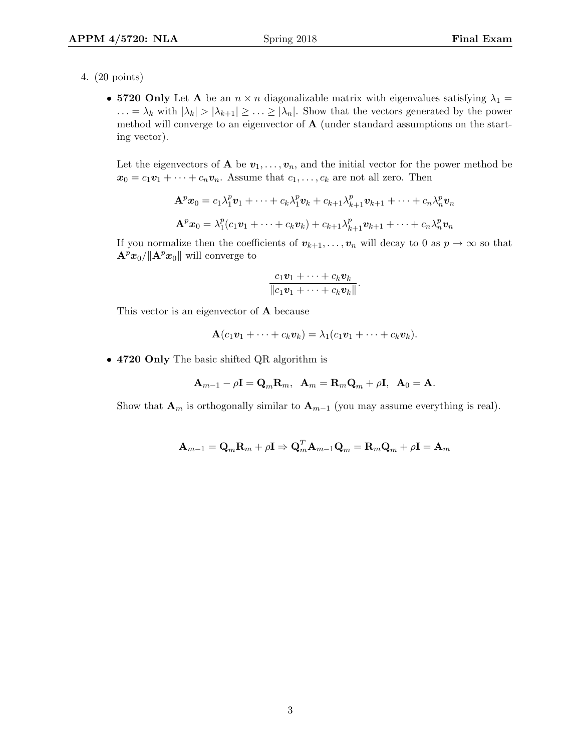4. (20 points)

- **5720 Only** Let $\mathbf{A}$ be an $n \times n$ diagonalizable matrix with eigenvalues satisfying $\lambda_1 = \ldots = \lambda_k$ with $|\lambda_k| > |\lambda_{k+1}| \geq \ldots \geq |\lambda_n|$. Show that the vectors generated by the power method will converge to an eigenvector of $\mathbf{A}$ (under standard assumptions on the starting vector).

  Let the eigenvectors of $\mathbf{A}$ be $\boldsymbol{v}_1, \ldots, \boldsymbol{v}_n$, and the initial vector for the power method be $\boldsymbol{x}_0 = c_1\boldsymbol{v}_1 + \cdots + c_n\boldsymbol{v}_n$. Assume that $c_1, \ldots, c_k$ are not all zero. Then

  $$\mathbf{A}^p\boldsymbol{x}_0 = c_1\lambda_1^p\boldsymbol{v}_1 + \cdots + c_k\lambda_1^p\boldsymbol{v}_k + c_{k+1}\lambda_{k+1}^p\boldsymbol{v}_{k+1} + \cdots + c_n\lambda_n^p\boldsymbol{v}_n$$

  $$\mathbf{A}^p\boldsymbol{x}_0 = \lambda_1^p(c_1\boldsymbol{v}_1 + \cdots + c_k\boldsymbol{v}_k) + c_{k+1}\lambda_{k+1}^p\boldsymbol{v}_{k+1} + \cdots + c_n\lambda_n^p\boldsymbol{v}_n$$

  If you normalize then the coefficients of $\boldsymbol{v}_{k+1}, \ldots, \boldsymbol{v}_n$ will decay to 0 as $p \to \infty$ so that $\mathbf{A}^p\boldsymbol{x}_0/\|\mathbf{A}^p\boldsymbol{x}_0\|$ will converge to

  $$\frac{c_1\boldsymbol{v}_1 + \cdots + c_k\boldsymbol{v}_k}{\|c_1\boldsymbol{v}_1 + \cdots + c_k\boldsymbol{v}_k\|}.$$

  This vector is an eigenvector of $\mathbf{A}$ because

  $$\mathbf{A}(c_1\boldsymbol{v}_1 + \cdots + c_k\boldsymbol{v}_k) = \lambda_1(c_1\boldsymbol{v}_1 + \cdots + c_k\boldsymbol{v}_k).$$

- **4720 Only** The basic shifted QR algorithm is

  $$\mathbf{A}_{m-1} - \rho\mathbf{I} = \mathbf{Q}_m\mathbf{R}_m, \;\; \mathbf{A}_m = \mathbf{R}_m\mathbf{Q}_m + \rho\mathbf{I}, \;\; \mathbf{A}_0 = \mathbf{A}.$$

  Show that $\mathbf{A}_m$ is orthogonally similar to $\mathbf{A}_{m-1}$ (you may assume everything is real).

  $$\mathbf{A}_{m-1} = \mathbf{Q}_m\mathbf{R}_m + \rho\mathbf{I} \Rightarrow \mathbf{Q}_m^T\mathbf{A}_{m-1}\mathbf{Q}_m = \mathbf{R}_m\mathbf{Q}_m + \rho\mathbf{I} = \mathbf{A}_m$$